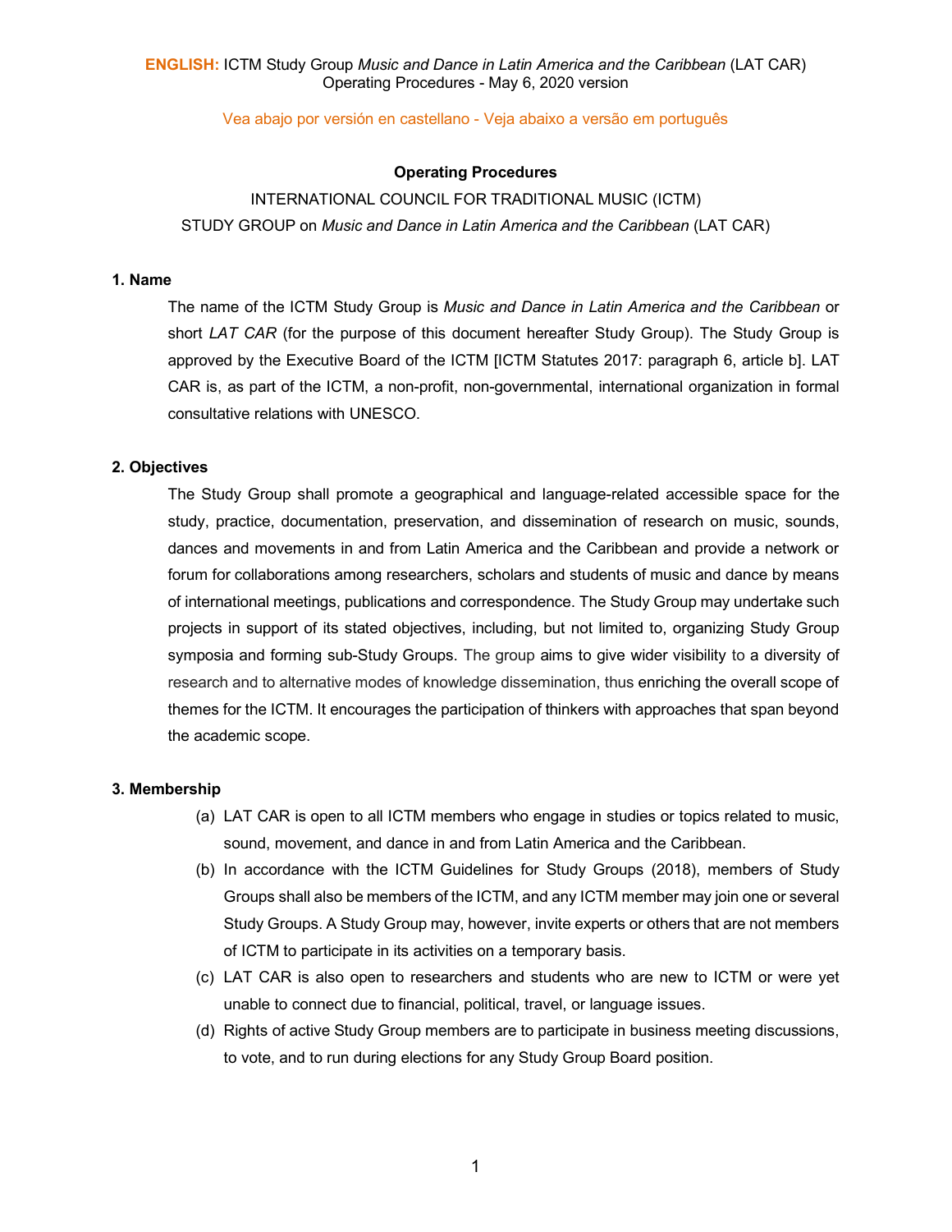**ENGLISH:** ICTM Study Group *Music and Dance in Latin America and the Caribbean* (LAT CAR)
Operating Procedures - May 6, 2020 version

Vea abajo por versión en castellano - Veja abaixo a versão em português

**Operating Procedures**

INTERNATIONAL COUNCIL FOR TRADITIONAL MUSIC (ICTM)
STUDY GROUP on *Music and Dance in Latin America and the Caribbean* (LAT CAR)

### 1. Name

The name of the ICTM Study Group is *Music and Dance in Latin America and the Caribbean* or short *LAT CAR* (for the purpose of this document hereafter Study Group). The Study Group is approved by the Executive Board of the ICTM [ICTM Statutes 2017: paragraph 6, article b]. LAT CAR is, as part of the ICTM, a non-profit, non-governmental, international organization in formal consultative relations with UNESCO.

### 2. Objectives

The Study Group shall promote a geographical and language-related accessible space for the study, practice, documentation, preservation, and dissemination of research on music, sounds, dances and movements in and from Latin America and the Caribbean and provide a network or forum for collaborations among researchers, scholars and students of music and dance by means of international meetings, publications and correspondence. The Study Group may undertake such projects in support of its stated objectives, including, but not limited to, organizing Study Group symposia and forming sub-Study Groups. The group aims to give wider visibility to a diversity of research and to alternative modes of knowledge dissemination, thus enriching the overall scope of themes for the ICTM. It encourages the participation of thinkers with approaches that span beyond the academic scope.

### 3. Membership

(a) LAT CAR is open to all ICTM members who engage in studies or topics related to music, sound, movement, and dance in and from Latin America and the Caribbean.

(b) In accordance with the ICTM Guidelines for Study Groups (2018), members of Study Groups shall also be members of the ICTM, and any ICTM member may join one or several Study Groups. A Study Group may, however, invite experts or others that are not members of ICTM to participate in its activities on a temporary basis.

(c) LAT CAR is also open to researchers and students who are new to ICTM or were yet unable to connect due to financial, political, travel, or language issues.

(d) Rights of active Study Group members are to participate in business meeting discussions, to vote, and to run during elections for any Study Group Board position.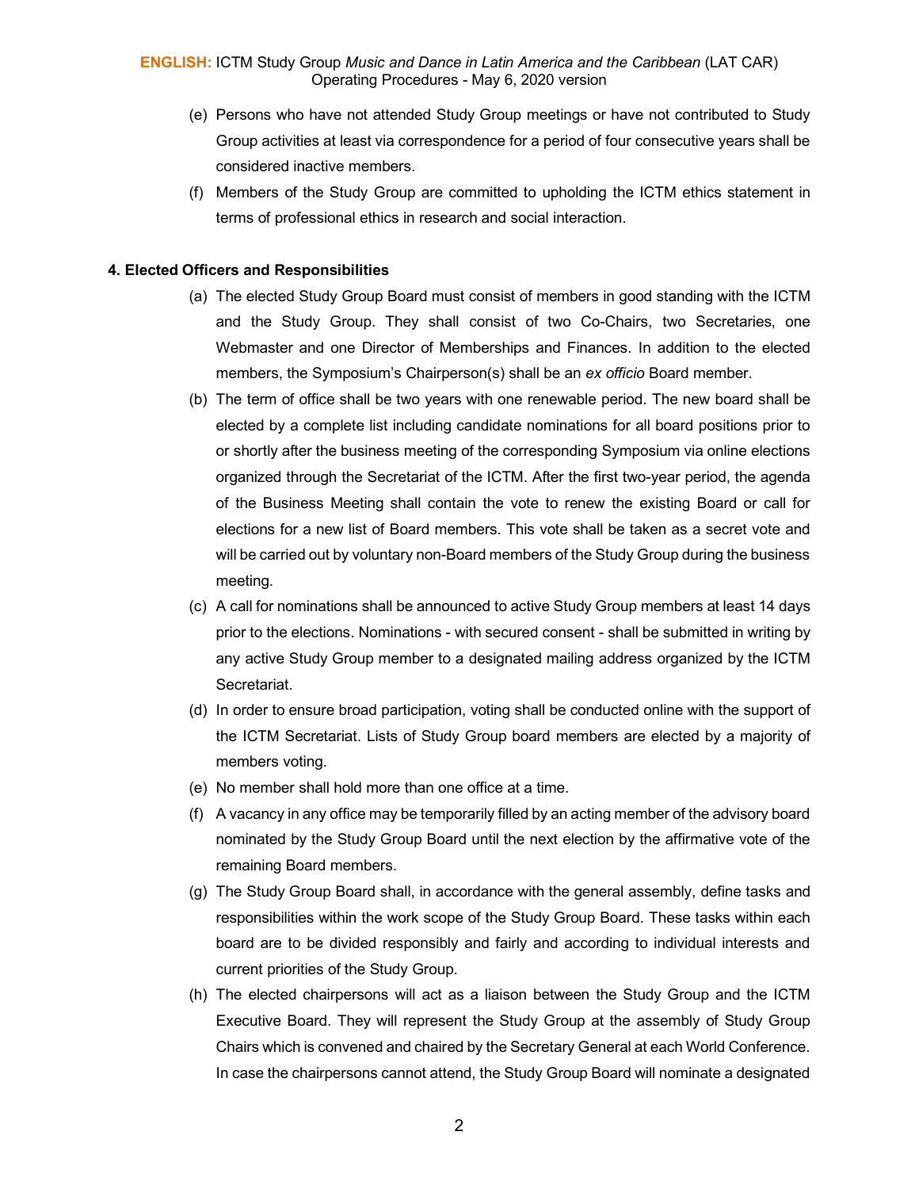(e) Persons who have not attended Study Group meetings or have not contributed to Study Group activities at least via correspondence for a period of four consecutive years shall be considered inactive members.

(f) Members of the Study Group are committed to upholding the ICTM ethics statement in terms of professional ethics in research and social interaction.

**4. Elected Officers and Responsibilities**

(a) The elected Study Group Board must consist of members in good standing with the ICTM and the Study Group. They shall consist of two Co-Chairs, two Secretaries, one Webmaster and one Director of Memberships and Finances. In addition to the elected members, the Symposium's Chairperson(s) shall be an *ex officio* Board member.

(b) The term of office shall be two years with one renewable period. The new board shall be elected by a complete list including candidate nominations for all board positions prior to or shortly after the business meeting of the corresponding Symposium via online elections organized through the Secretariat of the ICTM. After the first two-year period, the agenda of the Business Meeting shall contain the vote to renew the existing Board or call for elections for a new list of Board members. This vote shall be taken as a secret vote and will be carried out by voluntary non-Board members of the Study Group during the business meeting.

(c) A call for nominations shall be announced to active Study Group members at least 14 days prior to the elections. Nominations - with secured consent - shall be submitted in writing by any active Study Group member to a designated mailing address organized by the ICTM Secretariat.

(d) In order to ensure broad participation, voting shall be conducted online with the support of the ICTM Secretariat. Lists of Study Group board members are elected by a majority of members voting.

(e) No member shall hold more than one office at a time.

(f) A vacancy in any office may be temporarily filled by an acting member of the advisory board nominated by the Study Group Board until the next election by the affirmative vote of the remaining Board members.

(g) The Study Group Board shall, in accordance with the general assembly, define tasks and responsibilities within the work scope of the Study Group Board. These tasks within each board are to be divided responsibly and fairly and according to individual interests and current priorities of the Study Group.

(h) The elected chairpersons will act as a liaison between the Study Group and the ICTM Executive Board. They will represent the Study Group at the assembly of Study Group Chairs which is convened and chaired by the Secretary General at each World Conference. In case the chairpersons cannot attend, the Study Group Board will nominate a designated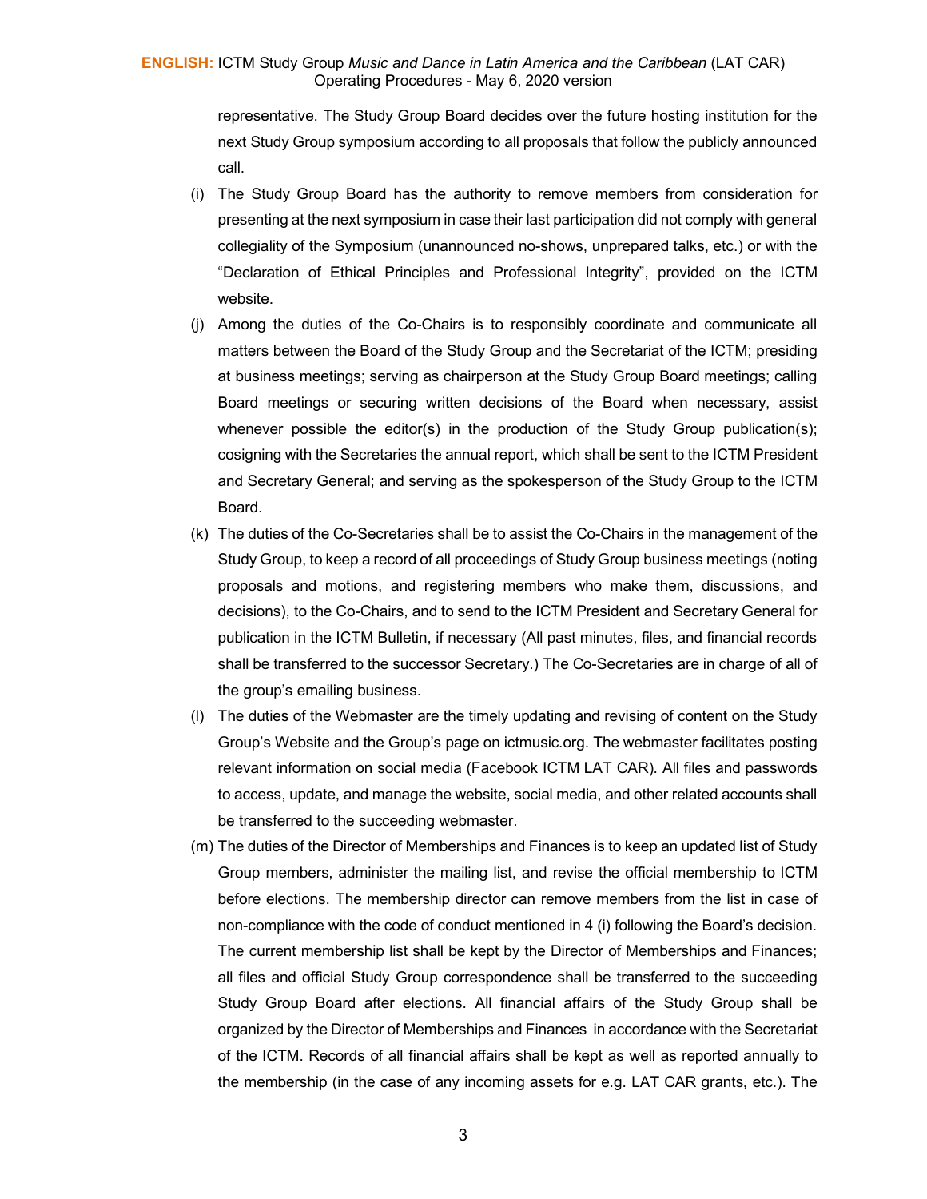representative. The Study Group Board decides over the future hosting institution for the next Study Group symposium according to all proposals that follow the publicly announced call.

(i) The Study Group Board has the authority to remove members from consideration for presenting at the next symposium in case their last participation did not comply with general collegiality of the Symposium (unannounced no-shows, unprepared talks, etc.) or with the "Declaration of Ethical Principles and Professional Integrity", provided on the ICTM website.

(j) Among the duties of the Co-Chairs is to responsibly coordinate and communicate all matters between the Board of the Study Group and the Secretariat of the ICTM; presiding at business meetings; serving as chairperson at the Study Group Board meetings; calling Board meetings or securing written decisions of the Board when necessary, assist whenever possible the editor(s) in the production of the Study Group publication(s); cosigning with the Secretaries the annual report, which shall be sent to the ICTM President and Secretary General; and serving as the spokesperson of the Study Group to the ICTM Board.

(k) The duties of the Co-Secretaries shall be to assist the Co-Chairs in the management of the Study Group, to keep a record of all proceedings of Study Group business meetings (noting proposals and motions, and registering members who make them, discussions, and decisions), to the Co-Chairs, and to send to the ICTM President and Secretary General for publication in the ICTM Bulletin, if necessary (All past minutes, files, and financial records shall be transferred to the successor Secretary.) The Co-Secretaries are in charge of all of the group's emailing business.

(l) The duties of the Webmaster are the timely updating and revising of content on the Study Group's Website and the Group's page on ictmusic.org. The webmaster facilitates posting relevant information on social media (Facebook ICTM LAT CAR). All files and passwords to access, update, and manage the website, social media, and other related accounts shall be transferred to the succeeding webmaster.

(m) The duties of the Director of Memberships and Finances is to keep an updated list of Study Group members, administer the mailing list, and revise the official membership to ICTM before elections. The membership director can remove members from the list in case of non-compliance with the code of conduct mentioned in 4 (i) following the Board's decision. The current membership list shall be kept by the Director of Memberships and Finances; all files and official Study Group correspondence shall be transferred to the succeeding Study Group Board after elections. All financial affairs of the Study Group shall be organized by the Director of Memberships and Finances in accordance with the Secretariat of the ICTM. Records of all financial affairs shall be kept as well as reported annually to the membership (in the case of any incoming assets for e.g. LAT CAR grants, etc.). The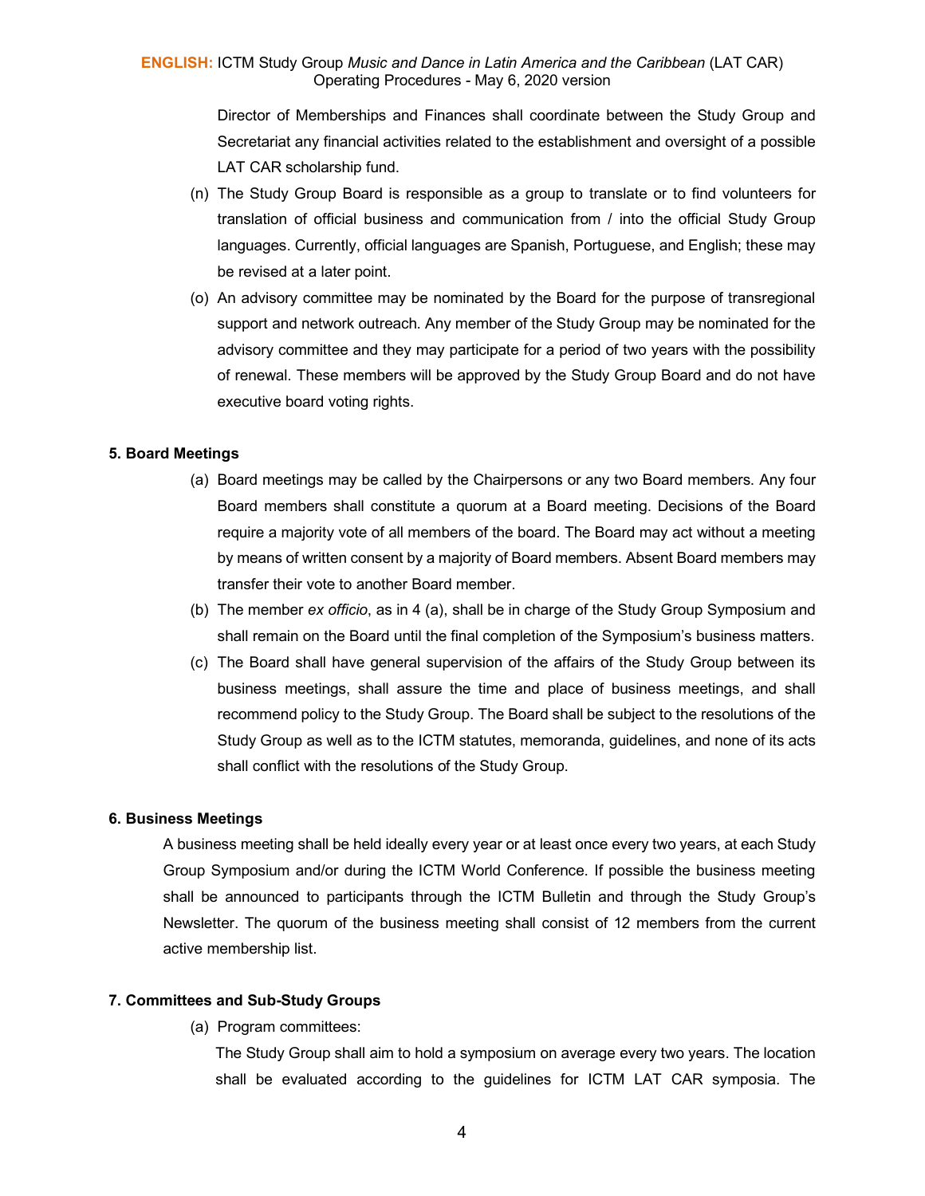Director of Memberships and Finances shall coordinate between the Study Group and Secretariat any financial activities related to the establishment and oversight of a possible LAT CAR scholarship fund.

(n) The Study Group Board is responsible as a group to translate or to find volunteers for translation of official business and communication from / into the official Study Group languages. Currently, official languages are Spanish, Portuguese, and English; these may be revised at a later point.

(o) An advisory committee may be nominated by the Board for the purpose of transregional support and network outreach. Any member of the Study Group may be nominated for the advisory committee and they may participate for a period of two years with the possibility of renewal. These members will be approved by the Study Group Board and do not have executive board voting rights.

**5. Board Meetings**

(a) Board meetings may be called by the Chairpersons or any two Board members. Any four Board members shall constitute a quorum at a Board meeting. Decisions of the Board require a majority vote of all members of the board. The Board may act without a meeting by means of written consent by a majority of Board members. Absent Board members may transfer their vote to another Board member.

(b) The member *ex officio*, as in 4 (a), shall be in charge of the Study Group Symposium and shall remain on the Board until the final completion of the Symposium's business matters.

(c) The Board shall have general supervision of the affairs of the Study Group between its business meetings, shall assure the time and place of business meetings, and shall recommend policy to the Study Group. The Board shall be subject to the resolutions of the Study Group as well as to the ICTM statutes, memoranda, guidelines, and none of its acts shall conflict with the resolutions of the Study Group.

**6. Business Meetings**

A business meeting shall be held ideally every year or at least once every two years, at each Study Group Symposium and/or during the ICTM World Conference. If possible the business meeting shall be announced to participants through the ICTM Bulletin and through the Study Group's Newsletter. The quorum of the business meeting shall consist of 12 members from the current active membership list.

**7. Committees and Sub-Study Groups**

(a) Program committees:

The Study Group shall aim to hold a symposium on average every two years. The location shall be evaluated according to the guidelines for ICTM LAT CAR symposia. The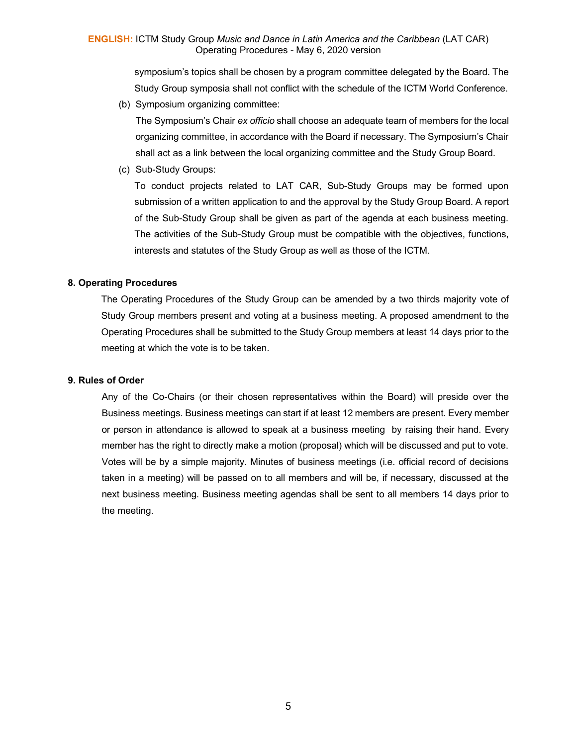symposium's topics shall be chosen by a program committee delegated by the Board. The Study Group symposia shall not conflict with the schedule of the ICTM World Conference.

(b) Symposium organizing committee:

The Symposium's Chair *ex officio* shall choose an adequate team of members for the local organizing committee, in accordance with the Board if necessary. The Symposium's Chair shall act as a link between the local organizing committee and the Study Group Board.

(c) Sub-Study Groups:

To conduct projects related to LAT CAR, Sub-Study Groups may be formed upon submission of a written application to and the approval by the Study Group Board. A report of the Sub-Study Group shall be given as part of the agenda at each business meeting. The activities of the Sub-Study Group must be compatible with the objectives, functions, interests and statutes of the Study Group as well as those of the ICTM.

**8. Operating Procedures**

The Operating Procedures of the Study Group can be amended by a two thirds majority vote of Study Group members present and voting at a business meeting. A proposed amendment to the Operating Procedures shall be submitted to the Study Group members at least 14 days prior to the meeting at which the vote is to be taken.

**9. Rules of Order**

Any of the Co-Chairs (or their chosen representatives within the Board) will preside over the Business meetings. Business meetings can start if at least 12 members are present. Every member or person in attendance is allowed to speak at a business meeting by raising their hand. Every member has the right to directly make a motion (proposal) which will be discussed and put to vote. Votes will be by a simple majority. Minutes of business meetings (i.e. official record of decisions taken in a meeting) will be passed on to all members and will be, if necessary, discussed at the next business meeting. Business meeting agendas shall be sent to all members 14 days prior to the meeting.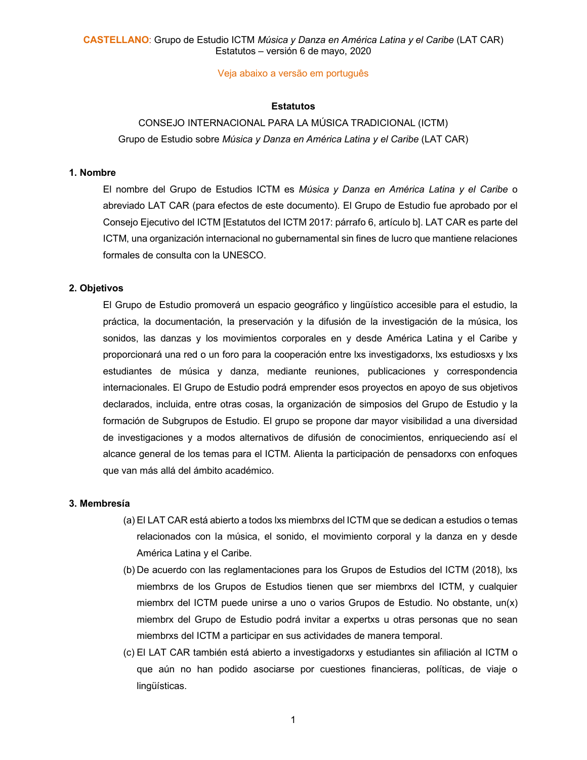**CASTELLANO**: Grupo de Estudio ICTM *Música y Danza en América Latina y el Caribe* (LAT CAR)
Estatutos – versión 6 de mayo, 2020

Veja abaixo a versão em português

**Estatutos**

CONSEJO INTERNACIONAL PARA LA MÚSICA TRADICIONAL (ICTM)
Grupo de Estudio sobre *Música y Danza en América Latina y el Caribe* (LAT CAR)

**1. Nombre**

El nombre del Grupo de Estudios ICTM es *Música y Danza en América Latina y el Caribe* o abreviado LAT CAR (para efectos de este documento). El Grupo de Estudio fue aprobado por el Consejo Ejecutivo del ICTM [Estatutos del ICTM 2017: párrafo 6, artículo b]. LAT CAR es parte del ICTM, una organización internacional no gubernamental sin fines de lucro que mantiene relaciones formales de consulta con la UNESCO.

**2. Objetivos**

El Grupo de Estudio promoverá un espacio geográfico y lingüístico accesible para el estudio, la práctica, la documentación, la preservación y la difusión de la investigación de la música, los sonidos, las danzas y los movimientos corporales en y desde América Latina y el Caribe y proporcionará una red o un foro para la cooperación entre lxs investigadorxs, lxs estudiosxs y lxs estudiantes de música y danza, mediante reuniones, publicaciones y correspondencia internacionales. El Grupo de Estudio podrá emprender esos proyectos en apoyo de sus objetivos declarados, incluida, entre otras cosas, la organización de simposios del Grupo de Estudio y la formación de Subgrupos de Estudio. El grupo se propone dar mayor visibilidad a una diversidad de investigaciones y a modos alternativos de difusión de conocimientos, enriqueciendo así el alcance general de los temas para el ICTM. Alienta la participación de pensadorxs con enfoques que van más allá del ámbito académico.

**3. Membresía**

(a) El LAT CAR está abierto a todos lxs miembrxs del ICTM que se dedican a estudios o temas relacionados con la música, el sonido, el movimiento corporal y la danza en y desde América Latina y el Caribe.

(b) De acuerdo con las reglamentaciones para los Grupos de Estudios del ICTM (2018), lxs miembrxs de los Grupos de Estudios tienen que ser miembrxs del ICTM, y cualquier miembrx del ICTM puede unirse a uno o varios Grupos de Estudio. No obstante, un(x) miembrx del Grupo de Estudio podrá invitar a expertxs u otras personas que no sean miembrxs del ICTM a participar en sus actividades de manera temporal.

(c) El LAT CAR también está abierto a investigadorxs y estudiantes sin afiliación al ICTM o que aún no han podido asociarse por cuestiones financieras, políticas, de viaje o lingüísticas.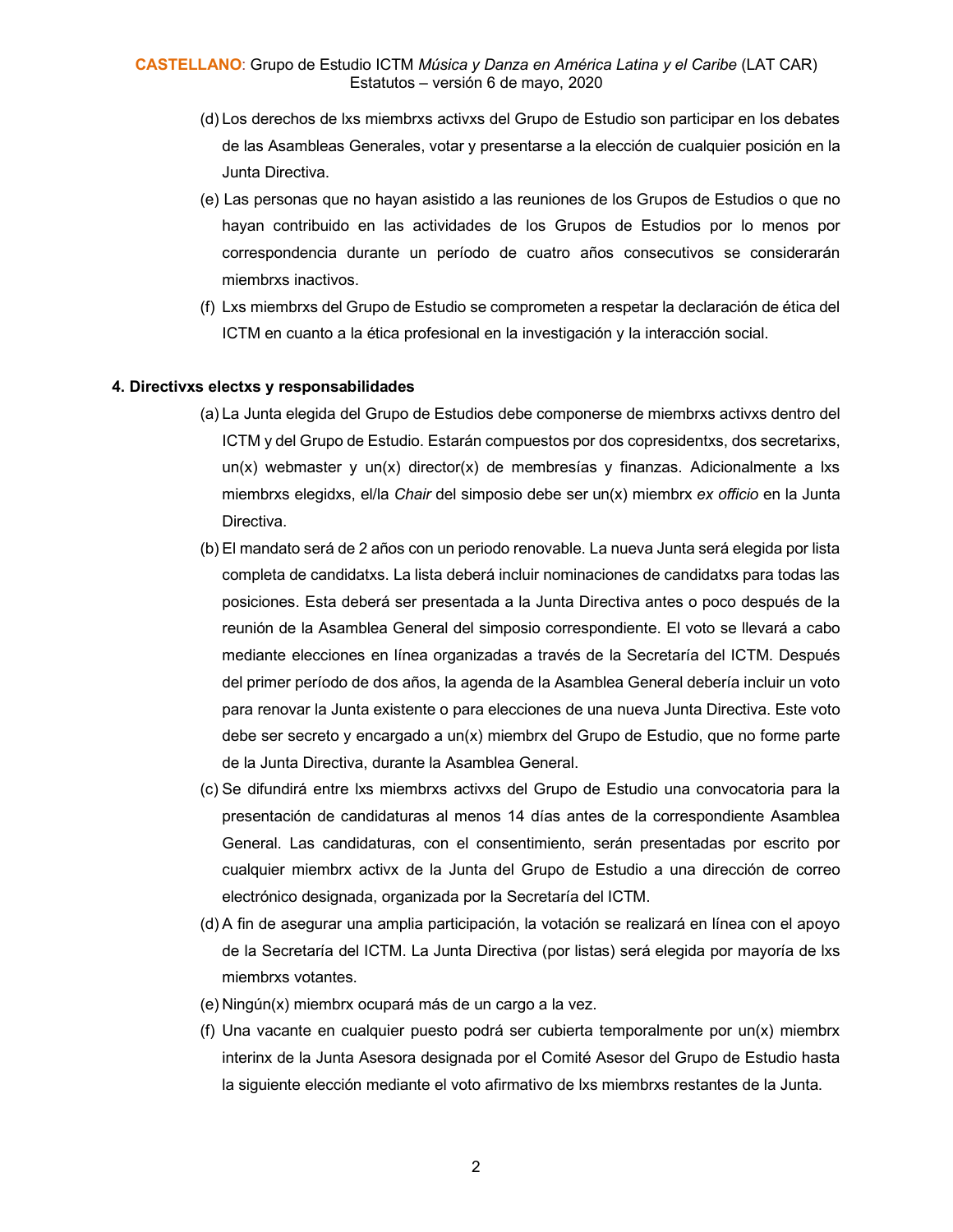(d) Los derechos de lxs miembrxs activxs del Grupo de Estudio son participar en los debates de las Asambleas Generales, votar y presentarse a la elección de cualquier posición en la Junta Directiva.

(e) Las personas que no hayan asistido a las reuniones de los Grupos de Estudios o que no hayan contribuido en las actividades de los Grupos de Estudios por lo menos por correspondencia durante un período de cuatro años consecutivos se considerarán miembrxs inactivos.

(f) Lxs miembrxs del Grupo de Estudio se comprometen a respetar la declaración de ética del ICTM en cuanto a la ética profesional en la investigación y la interacción social.

**4. Directivxs electxs y responsabilidades**

(a) La Junta elegida del Grupo de Estudios debe componerse de miembrxs activxs dentro del ICTM y del Grupo de Estudio. Estarán compuestos por dos copresidentxs, dos secretarixs, un(x) webmaster y un(x) director(x) de membresías y finanzas. Adicionalmente a lxs miembrxs elegidxs, el/la *Chair* del simposio debe ser un(x) miembrx *ex officio* en la Junta Directiva.

(b) El mandato será de 2 años con un periodo renovable. La nueva Junta será elegida por lista completa de candidatxs. La lista deberá incluir nominaciones de candidatxs para todas las posiciones. Esta deberá ser presentada a la Junta Directiva antes o poco después de la reunión de la Asamblea General del simposio correspondiente. El voto se llevará a cabo mediante elecciones en línea organizadas a través de la Secretaría del ICTM. Después del primer período de dos años, la agenda de la Asamblea General debería incluir un voto para renovar la Junta existente o para elecciones de una nueva Junta Directiva. Este voto debe ser secreto y encargado a un(x) miembrx del Grupo de Estudio, que no forme parte de la Junta Directiva, durante la Asamblea General.

(c) Se difundirá entre lxs miembrxs activxs del Grupo de Estudio una convocatoria para la presentación de candidaturas al menos 14 días antes de la correspondiente Asamblea General. Las candidaturas, con el consentimiento, serán presentadas por escrito por cualquier miembrx activx de la Junta del Grupo de Estudio a una dirección de correo electrónico designada, organizada por la Secretaría del ICTM.

(d) A fin de asegurar una amplia participación, la votación se realizará en línea con el apoyo de la Secretaría del ICTM. La Junta Directiva (por listas) será elegida por mayoría de lxs miembrxs votantes.

(e) Ningún(x) miembrx ocupará más de un cargo a la vez.

(f) Una vacante en cualquier puesto podrá ser cubierta temporalmente por un(x) miembrx interinx de la Junta Asesora designada por el Comité Asesor del Grupo de Estudio hasta la siguiente elección mediante el voto afirmativo de lxs miembrxs restantes de la Junta.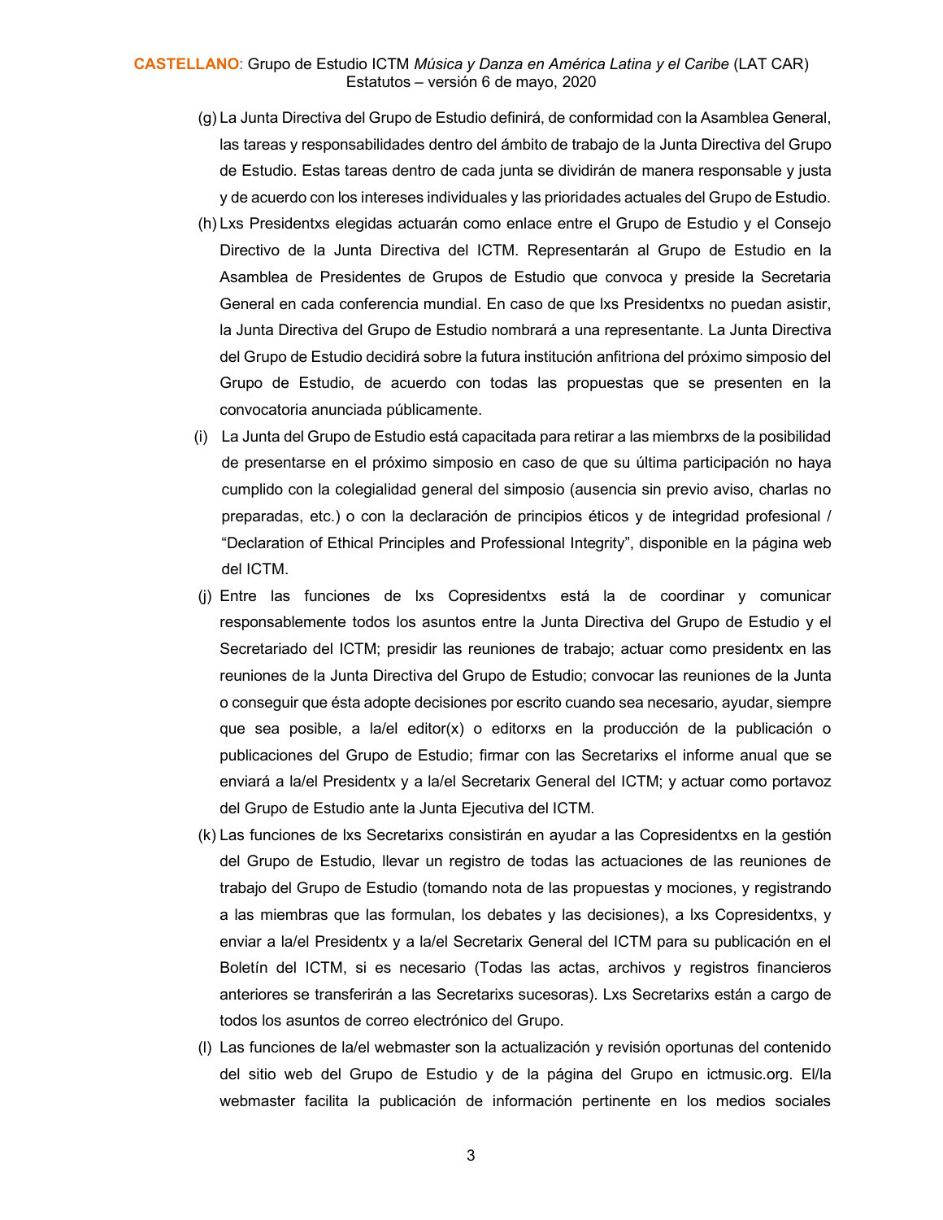(g) La Junta Directiva del Grupo de Estudio definirá, de conformidad con la Asamblea General, las tareas y responsabilidades dentro del ámbito de trabajo de la Junta Directiva del Grupo de Estudio. Estas tareas dentro de cada junta se dividirán de manera responsable y justa y de acuerdo con los intereses individuales y las prioridades actuales del Grupo de Estudio.

(h) Lxs Presidentxs elegidas actuarán como enlace entre el Grupo de Estudio y el Consejo Directivo de la Junta Directiva del ICTM. Representarán al Grupo de Estudio en la Asamblea de Presidentes de Grupos de Estudio que convoca y preside la Secretaria General en cada conferencia mundial. En caso de que lxs Presidentxs no puedan asistir, la Junta Directiva del Grupo de Estudio nombrará a una representante. La Junta Directiva del Grupo de Estudio decidirá sobre la futura institución anfitriona del próximo simposio del Grupo de Estudio, de acuerdo con todas las propuestas que se presenten en la convocatoria anunciada públicamente.

(i) La Junta del Grupo de Estudio está capacitada para retirar a las miembrxs de la posibilidad de presentarse en el próximo simposio en caso de que su última participación no haya cumplido con la colegialidad general del simposio (ausencia sin previo aviso, charlas no preparadas, etc.) o con la declaración de principios éticos y de integridad profesional / "Declaration of Ethical Principles and Professional Integrity", disponible en la página web del ICTM.

(j) Entre las funciones de lxs Copresidentxs está la de coordinar y comunicar responsablemente todos los asuntos entre la Junta Directiva del Grupo de Estudio y el Secretariado del ICTM; presidir las reuniones de trabajo; actuar como presidentx en las reuniones de la Junta Directiva del Grupo de Estudio; convocar las reuniones de la Junta o conseguir que ésta adopte decisiones por escrito cuando sea necesario, ayudar, siempre que sea posible, a la/el editor(x) o editorxs en la producción de la publicación o publicaciones del Grupo de Estudio; firmar con las Secretarixs el informe anual que se enviará a la/el Presidentx y a la/el Secretarix General del ICTM; y actuar como portavoz del Grupo de Estudio ante la Junta Ejecutiva del ICTM.

(k) Las funciones de lxs Secretarixs consistirán en ayudar a las Copresidentxs en la gestión del Grupo de Estudio, llevar un registro de todas las actuaciones de las reuniones de trabajo del Grupo de Estudio (tomando nota de las propuestas y mociones, y registrando a las miembras que las formulan, los debates y las decisiones), a lxs Copresidentxs, y enviar a la/el Presidentx y a la/el Secretarix General del ICTM para su publicación en el Boletín del ICTM, si es necesario (Todas las actas, archivos y registros financieros anteriores se transferirán a las Secretarixs sucesoras). Lxs Secretarixs están a cargo de todos los asuntos de correo electrónico del Grupo.

(l) Las funciones de la/el webmaster son la actualización y revisión oportunas del contenido del sitio web del Grupo de Estudio y de la página del Grupo en ictmusic.org. El/la webmaster facilita la publicación de información pertinente en los medios sociales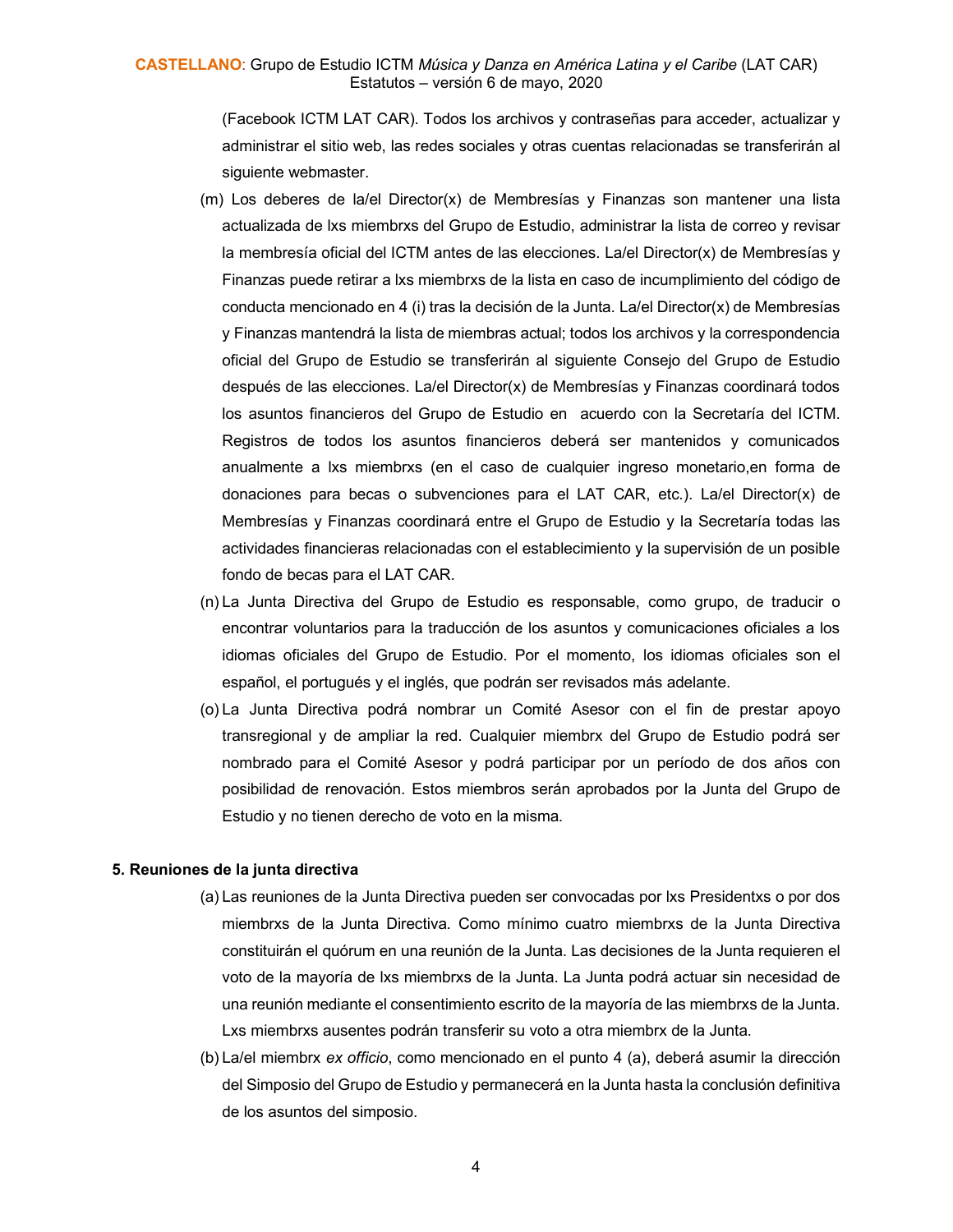(Facebook ICTM LAT CAR). Todos los archivos y contraseñas para acceder, actualizar y administrar el sitio web, las redes sociales y otras cuentas relacionadas se transferirán al siguiente webmaster.

(m) Los deberes de la/el Director(x) de Membresías y Finanzas son mantener una lista actualizada de lxs miembrxs del Grupo de Estudio, administrar la lista de correo y revisar la membresía oficial del ICTM antes de las elecciones. La/el Director(x) de Membresías y Finanzas puede retirar a lxs miembrxs de la lista en caso de incumplimiento del código de conducta mencionado en 4 (i) tras la decisión de la Junta. La/el Director(x) de Membresías y Finanzas mantendrá la lista de miembras actual; todos los archivos y la correspondencia oficial del Grupo de Estudio se transferirán al siguiente Consejo del Grupo de Estudio después de las elecciones. La/el Director(x) de Membresías y Finanzas coordinará todos los asuntos financieros del Grupo de Estudio en acuerdo con la Secretaría del ICTM. Registros de todos los asuntos financieros deberá ser mantenidos y comunicados anualmente a lxs miembrxs (en el caso de cualquier ingreso monetario,en forma de donaciones para becas o subvenciones para el LAT CAR, etc.). La/el Director(x) de Membresías y Finanzas coordinará entre el Grupo de Estudio y la Secretaría todas las actividades financieras relacionadas con el establecimiento y la supervisión de un posible fondo de becas para el LAT CAR.

(n) La Junta Directiva del Grupo de Estudio es responsable, como grupo, de traducir o encontrar voluntarios para la traducción de los asuntos y comunicaciones oficiales a los idiomas oficiales del Grupo de Estudio. Por el momento, los idiomas oficiales son el español, el portugués y el inglés, que podrán ser revisados más adelante.

(o) La Junta Directiva podrá nombrar un Comité Asesor con el fin de prestar apoyo transregional y de ampliar la red. Cualquier miembrx del Grupo de Estudio podrá ser nombrado para el Comité Asesor y podrá participar por un período de dos años con posibilidad de renovación. Estos miembros serán aprobados por la Junta del Grupo de Estudio y no tienen derecho de voto en la misma.

**5. Reuniones de la junta directiva**

(a) Las reuniones de la Junta Directiva pueden ser convocadas por lxs Presidentxs o por dos miembrxs de la Junta Directiva. Como mínimo cuatro miembrxs de la Junta Directiva constituirán el quórum en una reunión de la Junta. Las decisiones de la Junta requieren el voto de la mayoría de lxs miembrxs de la Junta. La Junta podrá actuar sin necesidad de una reunión mediante el consentimiento escrito de la mayoría de las miembrxs de la Junta. Lxs miembrxs ausentes podrán transferir su voto a otra miembrx de la Junta.

(b) La/el miembrx *ex officio*, como mencionado en el punto 4 (a), deberá asumir la dirección del Simposio del Grupo de Estudio y permanecerá en la Junta hasta la conclusión definitiva de los asuntos del simposio.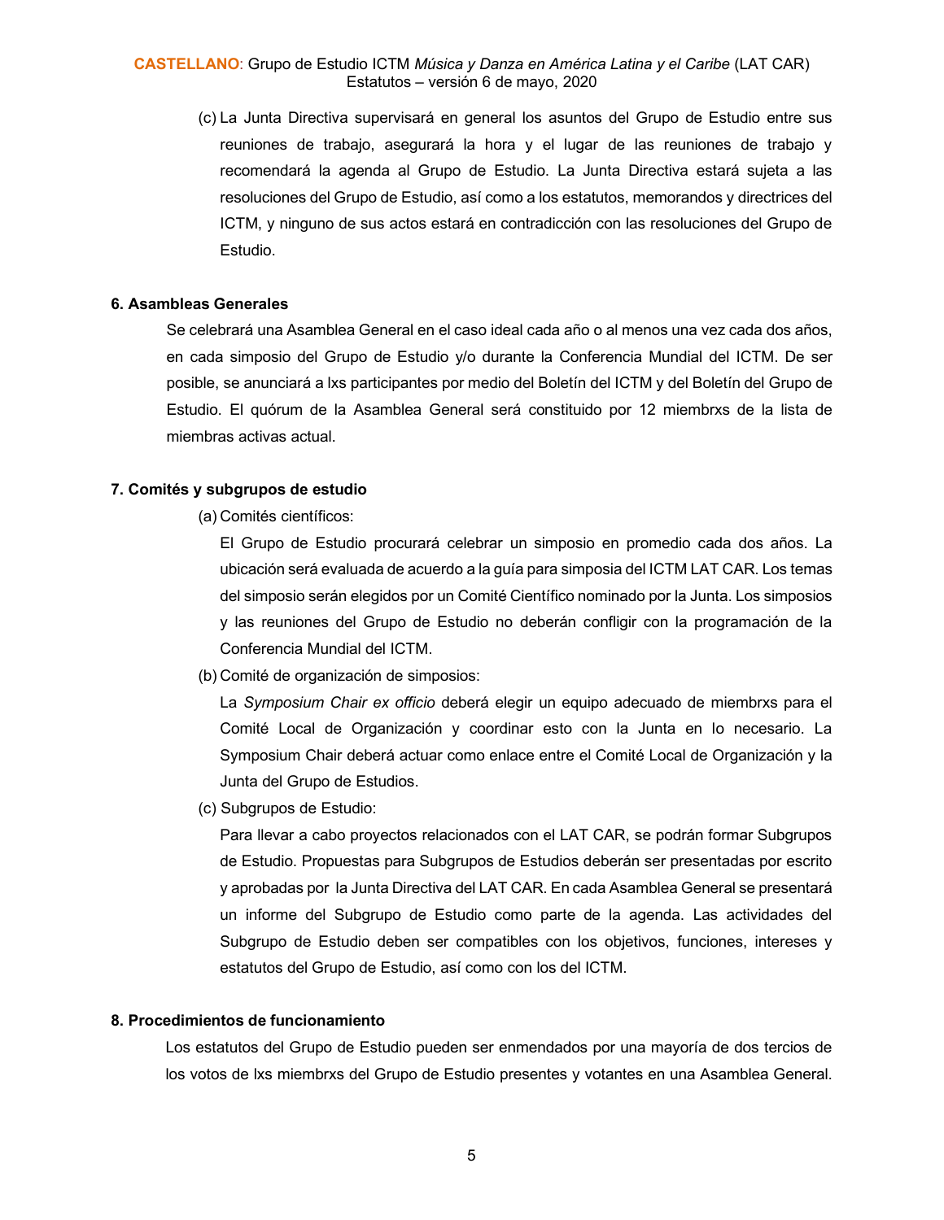(c) La Junta Directiva supervisará en general los asuntos del Grupo de Estudio entre sus reuniones de trabajo, asegurará la hora y el lugar de las reuniones de trabajo y recomendará la agenda al Grupo de Estudio. La Junta Directiva estará sujeta a las resoluciones del Grupo de Estudio, así como a los estatutos, memorandos y directrices del ICTM, y ninguno de sus actos estará en contradicción con las resoluciones del Grupo de Estudio.

**6. Asambleas Generales**

Se celebrará una Asamblea General en el caso ideal cada año o al menos una vez cada dos años, en cada simposio del Grupo de Estudio y/o durante la Conferencia Mundial del ICTM. De ser posible, se anunciará a lxs participantes por medio del Boletín del ICTM y del Boletín del Grupo de Estudio. El quórum de la Asamblea General será constituido por 12 miembrxs de la lista de miembras activas actual.

**7. Comités y subgrupos de estudio**

(a) Comités científicos:

El Grupo de Estudio procurará celebrar un simposio en promedio cada dos años. La ubicación será evaluada de acuerdo a la guía para simposia del ICTM LAT CAR. Los temas del simposio serán elegidos por un Comité Científico nominado por la Junta. Los simposios y las reuniones del Grupo de Estudio no deberán confligir con la programación de la Conferencia Mundial del ICTM.

(b) Comité de organización de simposios:

La *Symposium Chair ex officio* deberá elegir un equipo adecuado de miembrxs para el Comité Local de Organización y coordinar esto con la Junta en lo necesario. La Symposium Chair deberá actuar como enlace entre el Comité Local de Organización y la Junta del Grupo de Estudios.

(c) Subgrupos de Estudio:

Para llevar a cabo proyectos relacionados con el LAT CAR, se podrán formar Subgrupos de Estudio. Propuestas para Subgrupos de Estudios deberán ser presentadas por escrito y aprobadas por la Junta Directiva del LAT CAR. En cada Asamblea General se presentará un informe del Subgrupo de Estudio como parte de la agenda. Las actividades del Subgrupo de Estudio deben ser compatibles con los objetivos, funciones, intereses y estatutos del Grupo de Estudio, así como con los del ICTM.

**8. Procedimientos de funcionamiento**

Los estatutos del Grupo de Estudio pueden ser enmendados por una mayoría de dos tercios de los votos de lxs miembrxs del Grupo de Estudio presentes y votantes en una Asamblea General.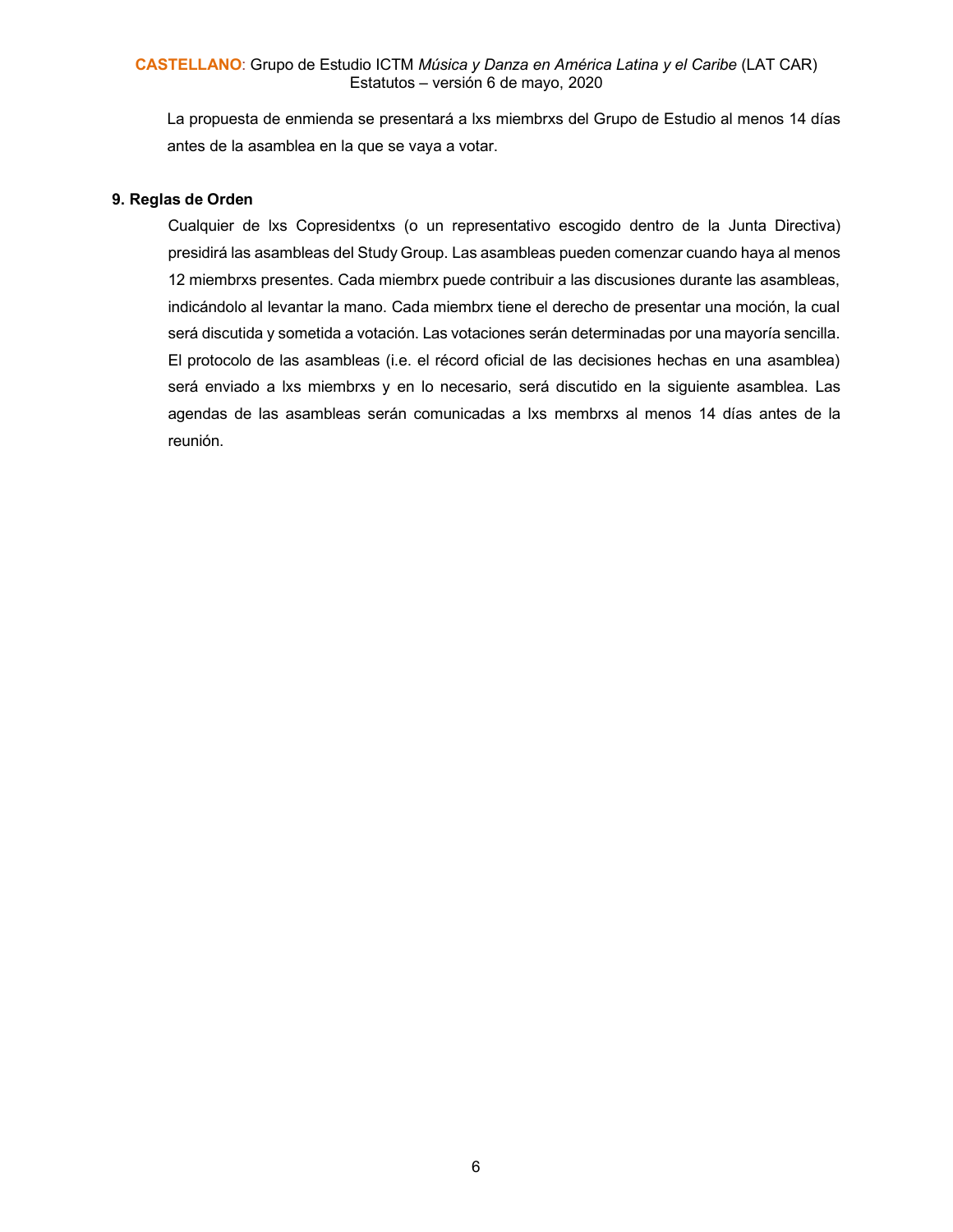La propuesta de enmienda se presentará a lxs miembrxs del Grupo de Estudio al menos 14 días antes de la asamblea en la que se vaya a votar.

**9. Reglas de Orden**

Cualquier de lxs Copresidentxs (o un representativo escogido dentro de la Junta Directiva) presidirá las asambleas del Study Group. Las asambleas pueden comenzar cuando haya al menos 12 miembrxs presentes. Cada miembrx puede contribuir a las discusiones durante las asambleas, indicándolo al levantar la mano. Cada miembrx tiene el derecho de presentar una moción, la cual será discutida y sometida a votación. Las votaciones serán determinadas por una mayoría sencilla. El protocolo de las asambleas (i.e. el récord oficial de las decisiones hechas en una asamblea) será enviado a lxs miembrxs y en lo necesario, será discutido en la siguiente asamblea. Las agendas de las asambleas serán comunicadas a lxs membrxs al menos 14 días antes de la reunión.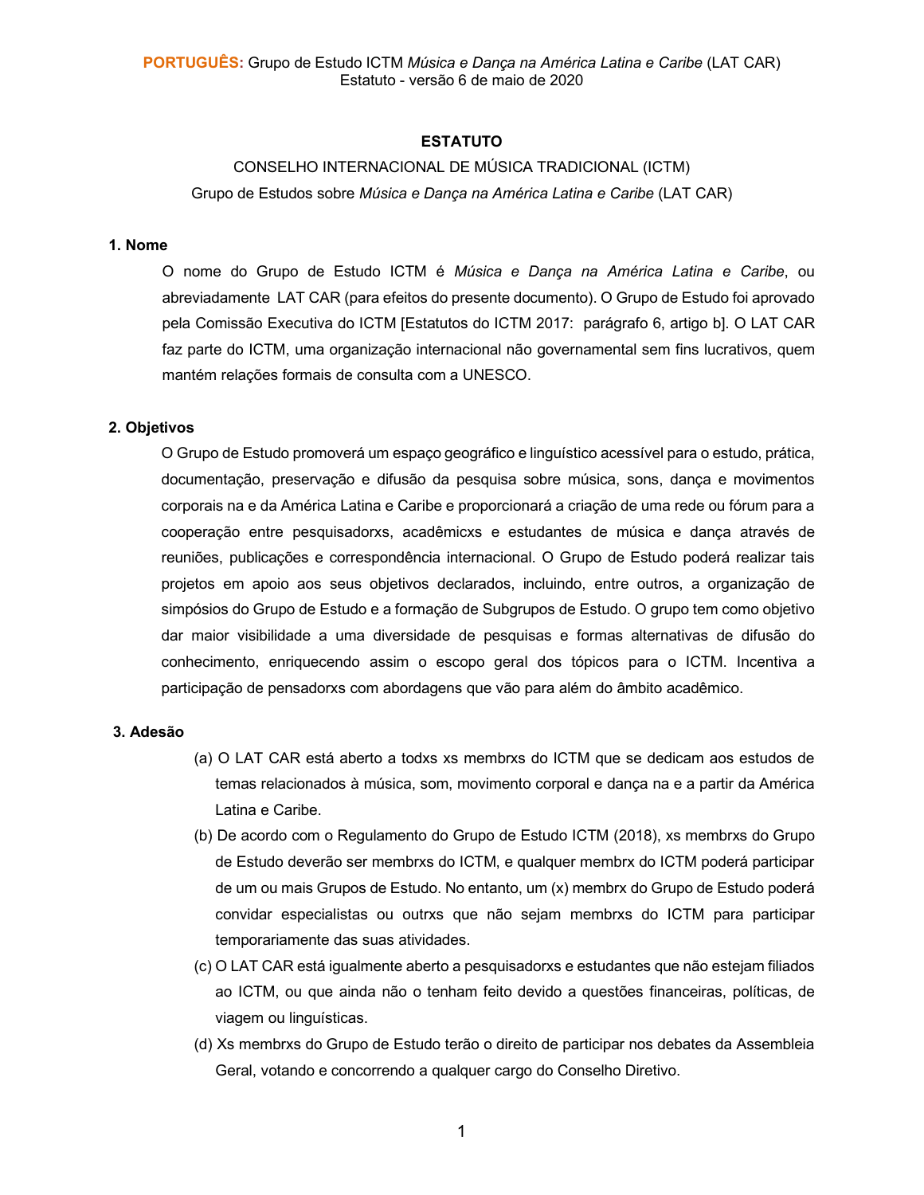**PORTUGUÊS:** Grupo de Estudo ICTM *Música e Dança na América Latina e Caribe* (LAT CAR)
Estatuto - versão 6 de maio de 2020

# ESTATUTO

CONSELHO INTERNACIONAL DE MÚSICA TRADICIONAL (ICTM)

Grupo de Estudos sobre *Música e Dança na América Latina e Caribe* (LAT CAR)

## 1. Nome

O nome do Grupo de Estudo ICTM é *Música e Dança na América Latina e Caribe*, ou abreviadamente LAT CAR (para efeitos do presente documento). O Grupo de Estudo foi aprovado pela Comissão Executiva do ICTM [Estatutos do ICTM 2017: parágrafo 6, artigo b]. O LAT CAR faz parte do ICTM, uma organização internacional não governamental sem fins lucrativos, quem mantém relações formais de consulta com a UNESCO.

## 2. Objetivos

O Grupo de Estudo promoverá um espaço geográfico e linguístico acessível para o estudo, prática, documentação, preservação e difusão da pesquisa sobre música, sons, dança e movimentos corporais na e da América Latina e Caribe e proporcionará a criação de uma rede ou fórum para a cooperação entre pesquisadorxs, acadêmicxs e estudantes de música e dança através de reuniões, publicações e correspondência internacional. O Grupo de Estudo poderá realizar tais projetos em apoio aos seus objetivos declarados, incluindo, entre outros, a organização de simpósios do Grupo de Estudo e a formação de Subgrupos de Estudo. O grupo tem como objetivo dar maior visibilidade a uma diversidade de pesquisas e formas alternativas de difusão do conhecimento, enriquecendo assim o escopo geral dos tópicos para o ICTM. Incentiva a participação de pensadorxs com abordagens que vão para além do âmbito acadêmico.

## 3. Adesão

(a) O LAT CAR está aberto a todxs xs membrxs do ICTM que se dedicam aos estudos de temas relacionados à música, som, movimento corporal e dança na e a partir da América Latina e Caribe.

(b) De acordo com o Regulamento do Grupo de Estudo ICTM (2018), xs membrxs do Grupo de Estudo deverão ser membrxs do ICTM, e qualquer membrx do ICTM poderá participar de um ou mais Grupos de Estudo. No entanto, um (x) membrx do Grupo de Estudo poderá convidar especialistas ou outrxs que não sejam membrxs do ICTM para participar temporariamente das suas atividades.

(c) O LAT CAR está igualmente aberto a pesquisadorxs e estudantes que não estejam filiados ao ICTM, ou que ainda não o tenham feito devido a questões financeiras, políticas, de viagem ou linguísticas.

(d) Xs membrxs do Grupo de Estudo terão o direito de participar nos debates da Assembleia Geral, votando e concorrendo a qualquer cargo do Conselho Diretivo.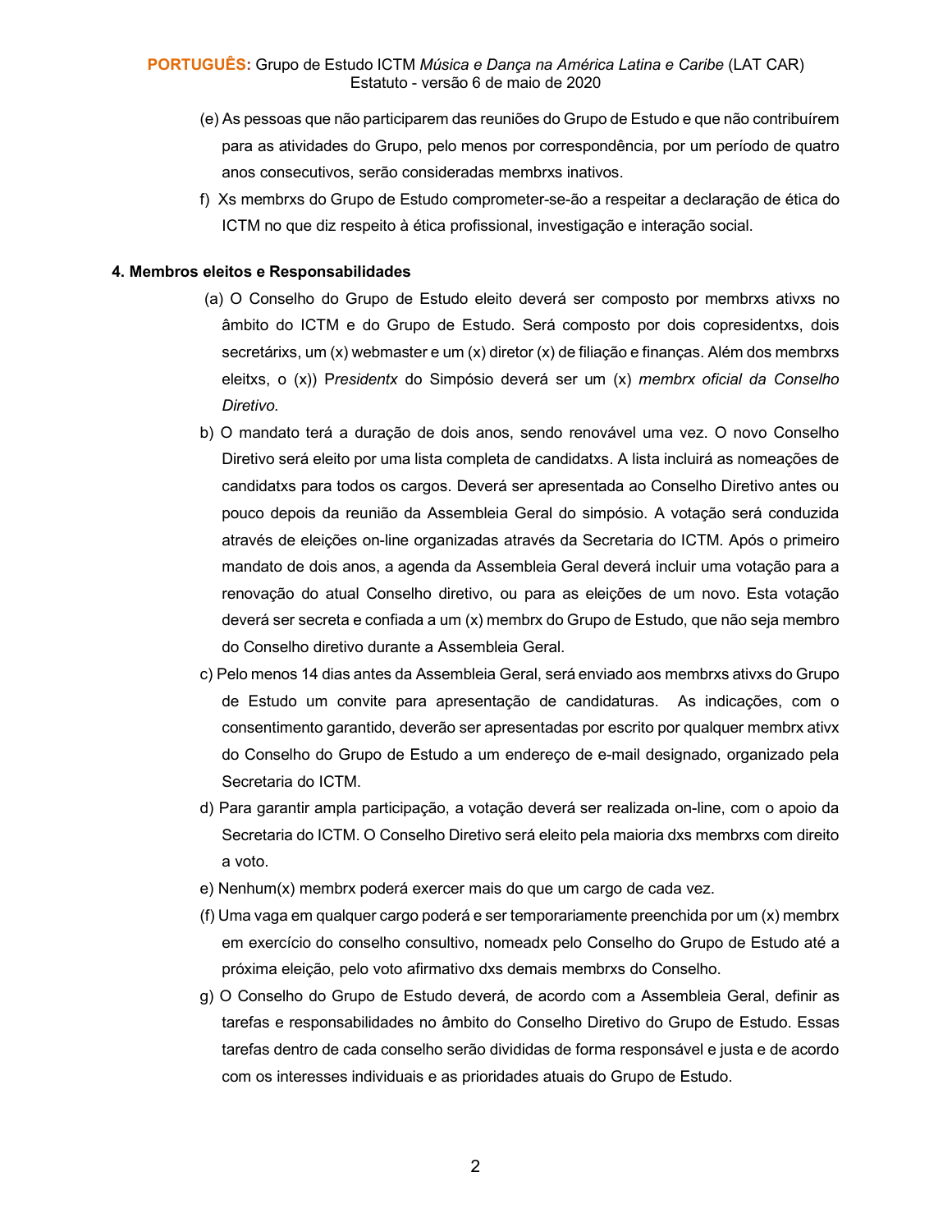(e) As pessoas que não participarem das reuniões do Grupo de Estudo e que não contribuírem para as atividades do Grupo, pelo menos por correspondência, por um período de quatro anos consecutivos, serão consideradas membrxs inativos.

f) Xs membrxs do Grupo de Estudo comprometer-se-ão a respeitar a declaração de ética do ICTM no que diz respeito à ética profissional, investigação e interação social.

**4. Membros eleitos e Responsabilidades**

(a) O Conselho do Grupo de Estudo eleito deverá ser composto por membrxs ativxs no âmbito do ICTM e do Grupo de Estudo. Será composto por dois copresidentxs, dois secretárixs, um (x) webmaster e um (x) diretor (x) de filiação e finanças. Além dos membrxs eleitxs, o (x)) P*residentx* do Simpósio deverá ser um (x) *membrx oficial da Conselho Diretivo.*

b) O mandato terá a duração de dois anos, sendo renovável uma vez. O novo Conselho Diretivo será eleito por uma lista completa de candidatxs. A lista incluirá as nomeações de candidatxs para todos os cargos. Deverá ser apresentada ao Conselho Diretivo antes ou pouco depois da reunião da Assembleia Geral do simpósio. A votação será conduzida através de eleições on-line organizadas através da Secretaria do ICTM. Após o primeiro mandato de dois anos, a agenda da Assembleia Geral deverá incluir uma votação para a renovação do atual Conselho diretivo, ou para as eleições de um novo. Esta votação deverá ser secreta e confiada a um (x) membrx do Grupo de Estudo, que não seja membro do Conselho diretivo durante a Assembleia Geral.

c) Pelo menos 14 dias antes da Assembleia Geral, será enviado aos membrxs ativxs do Grupo de Estudo um convite para apresentação de candidaturas. As indicações, com o consentimento garantido, deverão ser apresentadas por escrito por qualquer membrx ativx do Conselho do Grupo de Estudo a um endereço de e-mail designado, organizado pela Secretaria do ICTM.

d) Para garantir ampla participação, a votação deverá ser realizada on-line, com o apoio da Secretaria do ICTM. O Conselho Diretivo será eleito pela maioria dxs membrxs com direito a voto.

e) Nenhum(x) membrx poderá exercer mais do que um cargo de cada vez.

(f) Uma vaga em qualquer cargo poderá e ser temporariamente preenchida por um (x) membrx em exercício do conselho consultivo, nomeadx pelo Conselho do Grupo de Estudo até a próxima eleição, pelo voto afirmativo dxs demais membrxs do Conselho.

g) O Conselho do Grupo de Estudo deverá, de acordo com a Assembleia Geral, definir as tarefas e responsabilidades no âmbito do Conselho Diretivo do Grupo de Estudo. Essas tarefas dentro de cada conselho serão divididas de forma responsável e justa e de acordo com os interesses individuais e as prioridades atuais do Grupo de Estudo.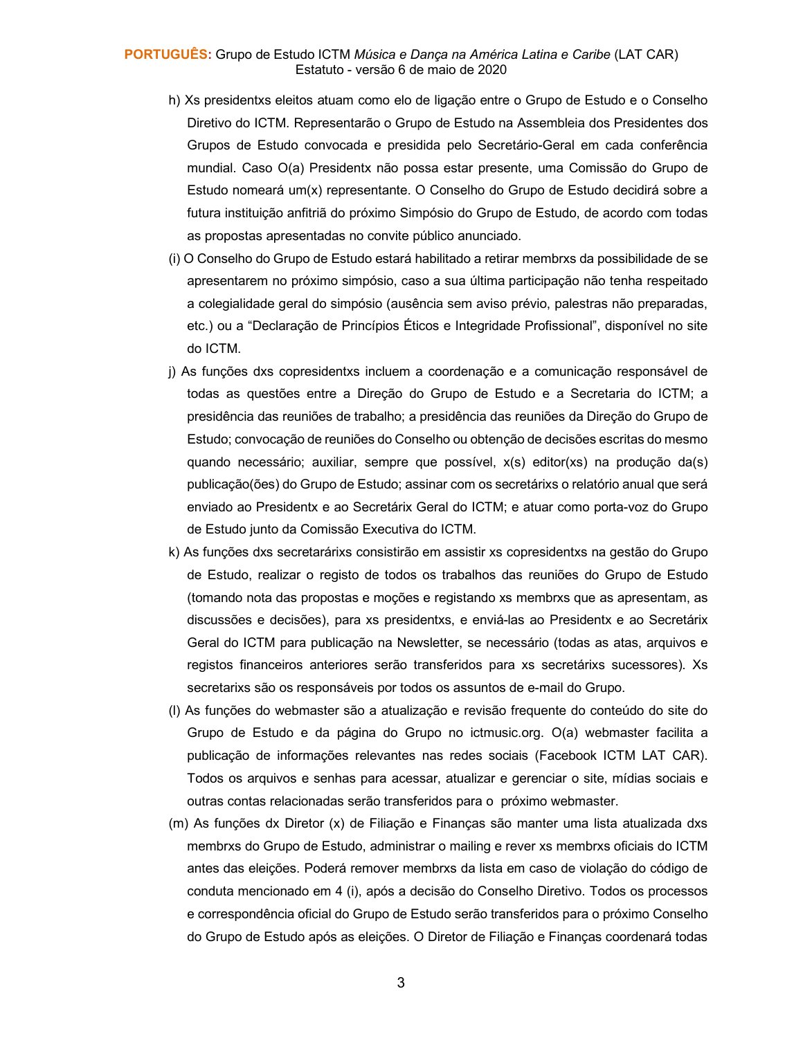h) Xs presidentxs eleitos atuam como elo de ligação entre o Grupo de Estudo e o Conselho Diretivo do ICTM. Representarão o Grupo de Estudo na Assembleia dos Presidentes dos Grupos de Estudo convocada e presidida pelo Secretário-Geral em cada conferência mundial. Caso O(a) Presidentx não possa estar presente, uma Comissão do Grupo de Estudo nomeará um(x) representante. O Conselho do Grupo de Estudo decidirá sobre a futura instituição anfitriã do próximo Simpósio do Grupo de Estudo, de acordo com todas as propostas apresentadas no convite público anunciado.

(i) O Conselho do Grupo de Estudo estará habilitado a retirar membrxs da possibilidade de se apresentarem no próximo simpósio, caso a sua última participação não tenha respeitado a colegialidade geral do simpósio (ausência sem aviso prévio, palestras não preparadas, etc.) ou a "Declaração de Princípios Éticos e Integridade Profissional", disponível no site do ICTM.

j) As funções dxs copresidentxs incluem a coordenação e a comunicação responsável de todas as questões entre a Direção do Grupo de Estudo e a Secretaria do ICTM; a presidência das reuniões de trabalho; a presidência das reuniões da Direção do Grupo de Estudo; convocação de reuniões do Conselho ou obtenção de decisões escritas do mesmo quando necessário; auxiliar, sempre que possível, x(s) editor(xs) na produção da(s) publicação(ões) do Grupo de Estudo; assinar com os secretárixs o relatório anual que será enviado ao Presidentx e ao Secretárix Geral do ICTM; e atuar como porta-voz do Grupo de Estudo junto da Comissão Executiva do ICTM.

k) As funções dxs secretarárixs consistirão em assistir xs copresidentxs na gestão do Grupo de Estudo, realizar o registo de todos os trabalhos das reuniões do Grupo de Estudo (tomando nota das propostas e moções e registando xs membrxs que as apresentam, as discussões e decisões), para xs presidentxs, e enviá-las ao Presidentx e ao Secretárix Geral do ICTM para publicação na Newsletter, se necessário (todas as atas, arquivos e registos financeiros anteriores serão transferidos para xs secretárixs sucessores). Xs secretarixs são os responsáveis por todos os assuntos de e-mail do Grupo.

(l) As funções do webmaster são a atualização e revisão frequente do conteúdo do site do Grupo de Estudo e da página do Grupo no ictmusic.org. O(a) webmaster facilita a publicação de informações relevantes nas redes sociais (Facebook ICTM LAT CAR). Todos os arquivos e senhas para acessar, atualizar e gerenciar o site, mídias sociais e outras contas relacionadas serão transferidos para o próximo webmaster.

(m) As funções dx Diretor (x) de Filiação e Finanças são manter uma lista atualizada dxs membrxs do Grupo de Estudo, administrar o mailing e rever xs membrxs oficiais do ICTM antes das eleições. Poderá remover membrxs da lista em caso de violação do código de conduta mencionado em 4 (i), após a decisão do Conselho Diretivo. Todos os processos e correspondência oficial do Grupo de Estudo serão transferidos para o próximo Conselho do Grupo de Estudo após as eleições. O Diretor de Filiação e Finanças coordenará todas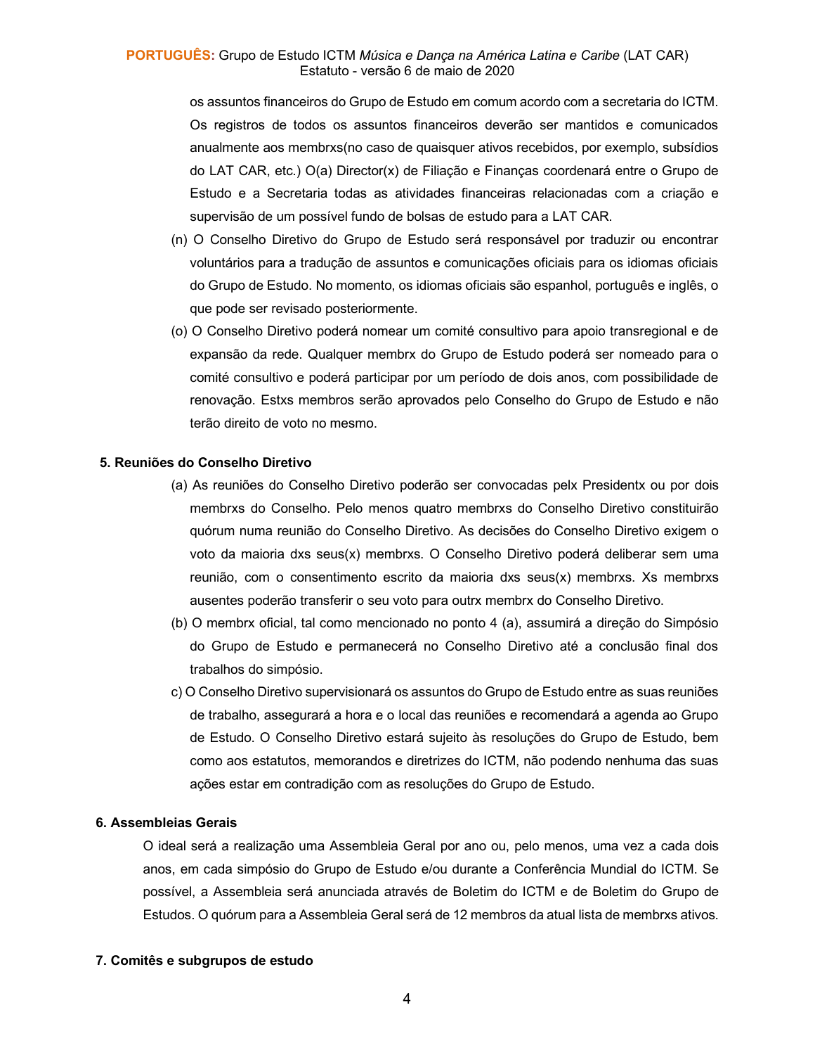os assuntos financeiros do Grupo de Estudo em comum acordo com a secretaria do ICTM. Os registros de todos os assuntos financeiros deverão ser mantidos e comunicados anualmente aos membrxs(no caso de quaisquer ativos recebidos, por exemplo, subsídios do LAT CAR, etc.) O(a) Director(x) de Filiação e Finanças coordenará entre o Grupo de Estudo e a Secretaria todas as atividades financeiras relacionadas com a criação e supervisão de um possível fundo de bolsas de estudo para a LAT CAR.

(n) O Conselho Diretivo do Grupo de Estudo será responsável por traduzir ou encontrar voluntários para a tradução de assuntos e comunicações oficiais para os idiomas oficiais do Grupo de Estudo. No momento, os idiomas oficiais são espanhol, português e inglês, o que pode ser revisado posteriormente.

(o) O Conselho Diretivo poderá nomear um comité consultivo para apoio transregional e de expansão da rede. Qualquer membrx do Grupo de Estudo poderá ser nomeado para o comité consultivo e poderá participar por um período de dois anos, com possibilidade de renovação. Estxs membros serão aprovados pelo Conselho do Grupo de Estudo e não terão direito de voto no mesmo.

**5. Reuniões do Conselho Diretivo**

(a) As reuniões do Conselho Diretivo poderão ser convocadas pelx Presidentx ou por dois membrxs do Conselho. Pelo menos quatro membrxs do Conselho Diretivo constituirão quórum numa reunião do Conselho Diretivo. As decisões do Conselho Diretivo exigem o voto da maioria dxs seus(x) membrxs. O Conselho Diretivo poderá deliberar sem uma reunião, com o consentimento escrito da maioria dxs seus(x) membrxs. Xs membrxs ausentes poderão transferir o seu voto para outrx membrx do Conselho Diretivo.

(b) O membrx oficial, tal como mencionado no ponto 4 (a), assumirá a direção do Simpósio do Grupo de Estudo e permanecerá no Conselho Diretivo até a conclusão final dos trabalhos do simpósio.

c) O Conselho Diretivo supervisionará os assuntos do Grupo de Estudo entre as suas reuniões de trabalho, assegurará a hora e o local das reuniões e recomendará a agenda ao Grupo de Estudo. O Conselho Diretivo estará sujeito às resoluções do Grupo de Estudo, bem como aos estatutos, memorandos e diretrizes do ICTM, não podendo nenhuma das suas ações estar em contradição com as resoluções do Grupo de Estudo.

**6. Assembleias Gerais**

O ideal será a realização uma Assembleia Geral por ano ou, pelo menos, uma vez a cada dois anos, em cada simpósio do Grupo de Estudo e/ou durante a Conferência Mundial do ICTM. Se possível, a Assembleia será anunciada através de Boletim do ICTM e de Boletim do Grupo de Estudos. O quórum para a Assembleia Geral será de 12 membros da atual lista de membrxs ativos.

**7. Comitês e subgrupos de estudo**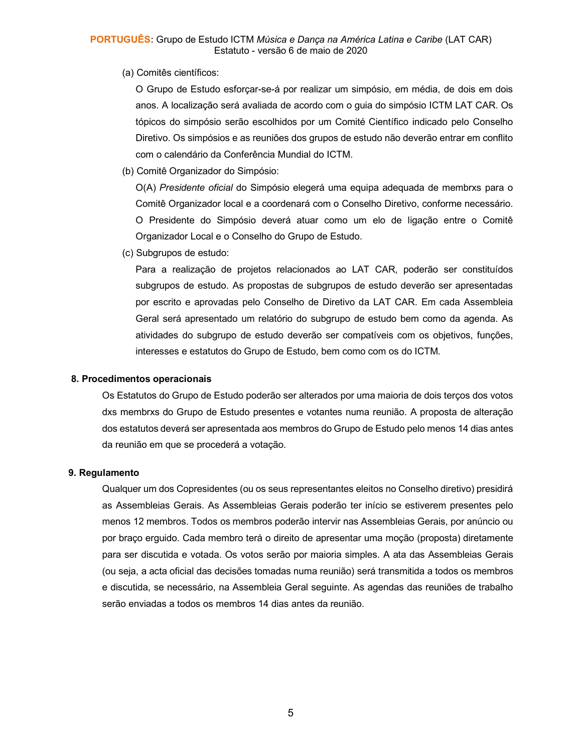(a) Comitês científicos:

O Grupo de Estudo esforçar-se-á por realizar um simpósio, em média, de dois em dois anos. A localização será avaliada de acordo com o guia do simpósio ICTM LAT CAR. Os tópicos do simpósio serão escolhidos por um Comité Científico indicado pelo Conselho Diretivo. Os simpósios e as reuniões dos grupos de estudo não deverão entrar em conflito com o calendário da Conferência Mundial do ICTM.

(b) Comitê Organizador do Simpósio:

O(A) *Presidente oficial* do Simpósio elegerá uma equipa adequada de membrxs para o Comitê Organizador local e a coordenará com o Conselho Diretivo, conforme necessário. O Presidente do Simpósio deverá atuar como um elo de ligação entre o Comitê Organizador Local e o Conselho do Grupo de Estudo.

(c) Subgrupos de estudo:

Para a realização de projetos relacionados ao LAT CAR, poderão ser constituídos subgrupos de estudo. As propostas de subgrupos de estudo deverão ser apresentadas por escrito e aprovadas pelo Conselho de Diretivo da LAT CAR. Em cada Assembleia Geral será apresentado um relatório do subgrupo de estudo bem como da agenda. As atividades do subgrupo de estudo deverão ser compatíveis com os objetivos, funções, interesses e estatutos do Grupo de Estudo, bem como com os do ICTM.

## 8. Procedimentos operacionais

Os Estatutos do Grupo de Estudo poderão ser alterados por uma maioria de dois terços dos votos dxs membrxs do Grupo de Estudo presentes e votantes numa reunião. A proposta de alteração dos estatutos deverá ser apresentada aos membros do Grupo de Estudo pelo menos 14 dias antes da reunião em que se procederá a votação.

## 9. Regulamento

Qualquer um dos Copresidentes (ou os seus representantes eleitos no Conselho diretivo) presidirá as Assembleias Gerais. As Assembleias Gerais poderão ter início se estiverem presentes pelo menos 12 membros. Todos os membros poderão intervir nas Assembleias Gerais, por anúncio ou por braço erguido. Cada membro terá o direito de apresentar uma moção (proposta) diretamente para ser discutida e votada. Os votos serão por maioria simples. A ata das Assembleias Gerais (ou seja, a acta oficial das decisões tomadas numa reunião) será transmitida a todos os membros e discutida, se necessário, na Assembleia Geral seguinte. As agendas das reuniões de trabalho serão enviadas a todos os membros 14 dias antes da reunião.